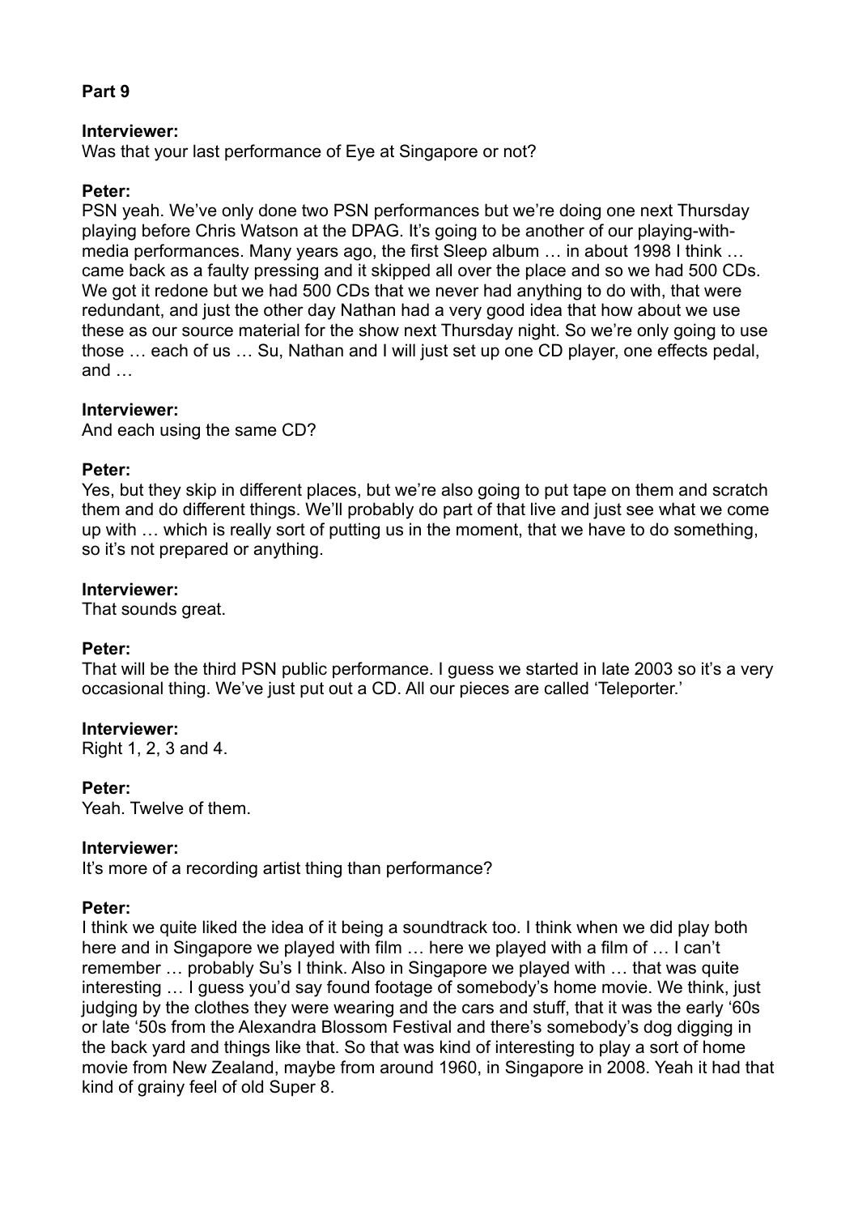**Part 9**

**Interviewer:**
Was that your last performance of Eye at Singapore or not?

**Peter:**
PSN yeah. We've only done two PSN performances but we're doing one next Thursday playing before Chris Watson at the DPAG. It's going to be another of our playing-with-media performances. Many years ago, the first Sleep album … in about 1998 I think … came back as a faulty pressing and it skipped all over the place and so we had 500 CDs. We got it redone but we had 500 CDs that we never had anything to do with, that were redundant, and just the other day Nathan had a very good idea that how about we use these as our source material for the show next Thursday night. So we're only going to use those … each of us … Su, Nathan and I will just set up one CD player, one effects pedal, and …

**Interviewer:**
And each using the same CD?

**Peter:**
Yes, but they skip in different places, but we're also going to put tape on them and scratch them and do different things. We'll probably do part of that live and just see what we come up with … which is really sort of putting us in the moment, that we have to do something, so it's not prepared or anything.

**Interviewer:**
That sounds great.

**Peter:**
That will be the third PSN public performance. I guess we started in late 2003 so it's a very occasional thing. We've just put out a CD. All our pieces are called 'Teleporter.'

**Interviewer:**
Right 1, 2, 3 and 4.

**Peter:**
Yeah. Twelve of them.

**Interviewer:**
It's more of a recording artist thing than performance?

**Peter:**
I think we quite liked the idea of it being a soundtrack too. I think when we did play both here and in Singapore we played with film … here we played with a film of … I can't remember … probably Su's I think. Also in Singapore we played with … that was quite interesting … I guess you'd say found footage of somebody's home movie. We think, just judging by the clothes they were wearing and the cars and stuff, that it was the early '60s or late '50s from the Alexandra Blossom Festival and there's somebody's dog digging in the back yard and things like that. So that was kind of interesting to play a sort of home movie from New Zealand, maybe from around 1960, in Singapore in 2008. Yeah it had that kind of grainy feel of old Super 8.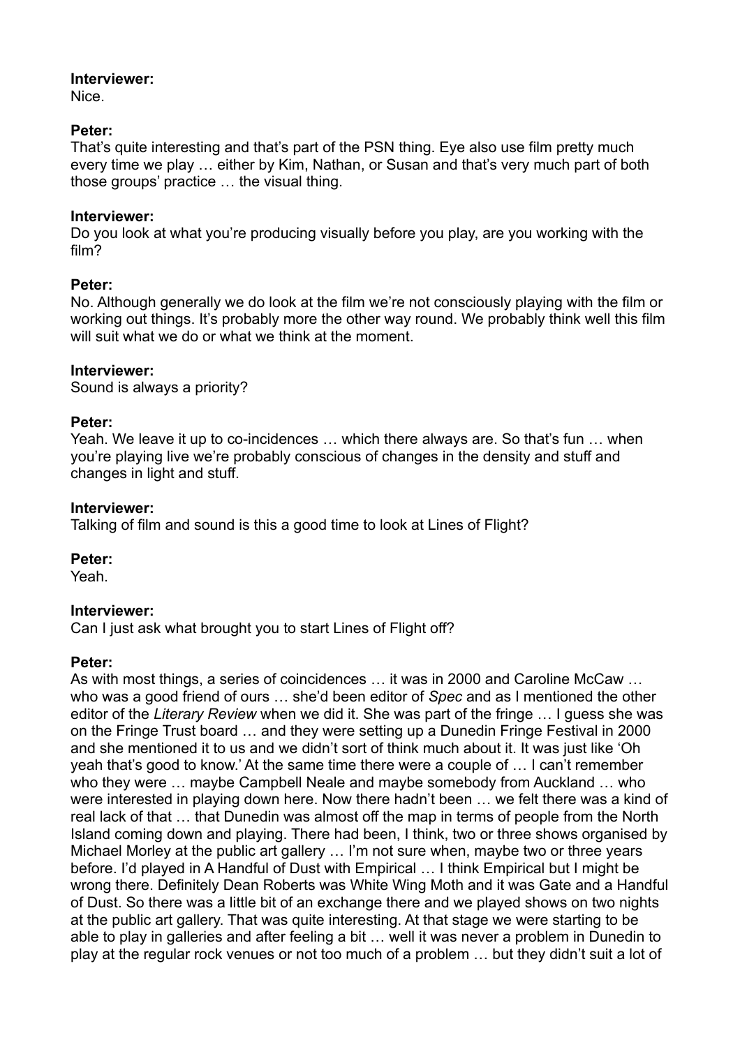**Interviewer:**
Nice.

**Peter:**
That's quite interesting and that's part of the PSN thing. Eye also use film pretty much every time we play … either by Kim, Nathan, or Susan and that's very much part of both those groups' practice … the visual thing.

**Interviewer:**
Do you look at what you're producing visually before you play, are you working with the film?

**Peter:**
No. Although generally we do look at the film we're not consciously playing with the film or working out things. It's probably more the other way round. We probably think well this film will suit what we do or what we think at the moment.

**Interviewer:**
Sound is always a priority?

**Peter:**
Yeah. We leave it up to co-incidences … which there always are. So that's fun … when you're playing live we're probably conscious of changes in the density and stuff and changes in light and stuff.

**Interviewer:**
Talking of film and sound is this a good time to look at Lines of Flight?

**Peter:**
Yeah.

**Interviewer:**
Can I just ask what brought you to start Lines of Flight off?

**Peter:**
As with most things, a series of coincidences … it was in 2000 and Caroline McCaw … who was a good friend of ours … she'd been editor of *Spec* and as I mentioned the other editor of the *Literary Review* when we did it. She was part of the fringe … I guess she was on the Fringe Trust board … and they were setting up a Dunedin Fringe Festival in 2000 and she mentioned it to us and we didn't sort of think much about it. It was just like 'Oh yeah that's good to know.' At the same time there were a couple of … I can't remember who they were … maybe Campbell Neale and maybe somebody from Auckland … who were interested in playing down here. Now there hadn't been … we felt there was a kind of real lack of that … that Dunedin was almost off the map in terms of people from the North Island coming down and playing. There had been, I think, two or three shows organised by Michael Morley at the public art gallery … I'm not sure when, maybe two or three years before. I'd played in A Handful of Dust with Empirical … I think Empirical but I might be wrong there. Definitely Dean Roberts was White Wing Moth and it was Gate and a Handful of Dust. So there was a little bit of an exchange there and we played shows on two nights at the public art gallery. That was quite interesting. At that stage we were starting to be able to play in galleries and after feeling a bit … well it was never a problem in Dunedin to play at the regular rock venues or not too much of a problem … but they didn't suit a lot of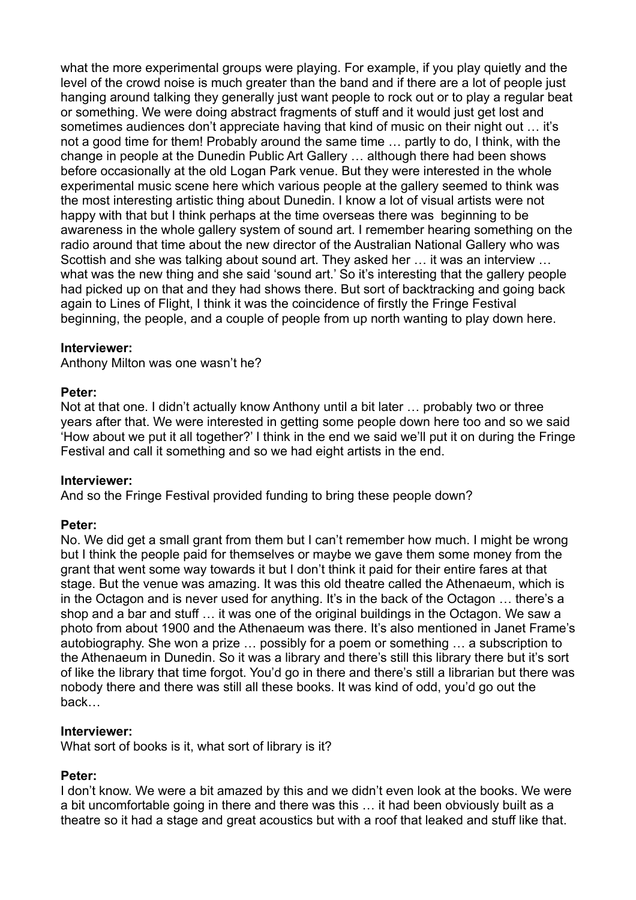what the more experimental groups were playing. For example, if you play quietly and the level of the crowd noise is much greater than the band and if there are a lot of people just hanging around talking they generally just want people to rock out or to play a regular beat or something. We were doing abstract fragments of stuff and it would just get lost and sometimes audiences don't appreciate having that kind of music on their night out … it's not a good time for them! Probably around the same time … partly to do, I think, with the change in people at the Dunedin Public Art Gallery … although there had been shows before occasionally at the old Logan Park venue. But they were interested in the whole experimental music scene here which various people at the gallery seemed to think was the most interesting artistic thing about Dunedin. I know a lot of visual artists were not happy with that but I think perhaps at the time overseas there was beginning to be awareness in the whole gallery system of sound art. I remember hearing something on the radio around that time about the new director of the Australian National Gallery who was Scottish and she was talking about sound art. They asked her … it was an interview … what was the new thing and she said 'sound art.' So it's interesting that the gallery people had picked up on that and they had shows there. But sort of backtracking and going back again to Lines of Flight, I think it was the coincidence of firstly the Fringe Festival beginning, the people, and a couple of people from up north wanting to play down here.

**Interviewer:**
Anthony Milton was one wasn't he?

**Peter:**
Not at that one. I didn't actually know Anthony until a bit later … probably two or three years after that. We were interested in getting some people down here too and so we said 'How about we put it all together?' I think in the end we said we'll put it on during the Fringe Festival and call it something and so we had eight artists in the end.

**Interviewer:**
And so the Fringe Festival provided funding to bring these people down?

**Peter:**
No. We did get a small grant from them but I can't remember how much. I might be wrong but I think the people paid for themselves or maybe we gave them some money from the grant that went some way towards it but I don't think it paid for their entire fares at that stage. But the venue was amazing. It was this old theatre called the Athenaeum, which is in the Octagon and is never used for anything. It's in the back of the Octagon … there's a shop and a bar and stuff … it was one of the original buildings in the Octagon. We saw a photo from about 1900 and the Athenaeum was there. It's also mentioned in Janet Frame's autobiography. She won a prize … possibly for a poem or something … a subscription to the Athenaeum in Dunedin. So it was a library and there's still this library there but it's sort of like the library that time forgot. You'd go in there and there's still a librarian but there was nobody there and there was still all these books. It was kind of odd, you'd go out the back…

**Interviewer:**
What sort of books is it, what sort of library is it?

**Peter:**
I don't know. We were a bit amazed by this and we didn't even look at the books. We were a bit uncomfortable going in there and there was this … it had been obviously built as a theatre so it had a stage and great acoustics but with a roof that leaked and stuff like that.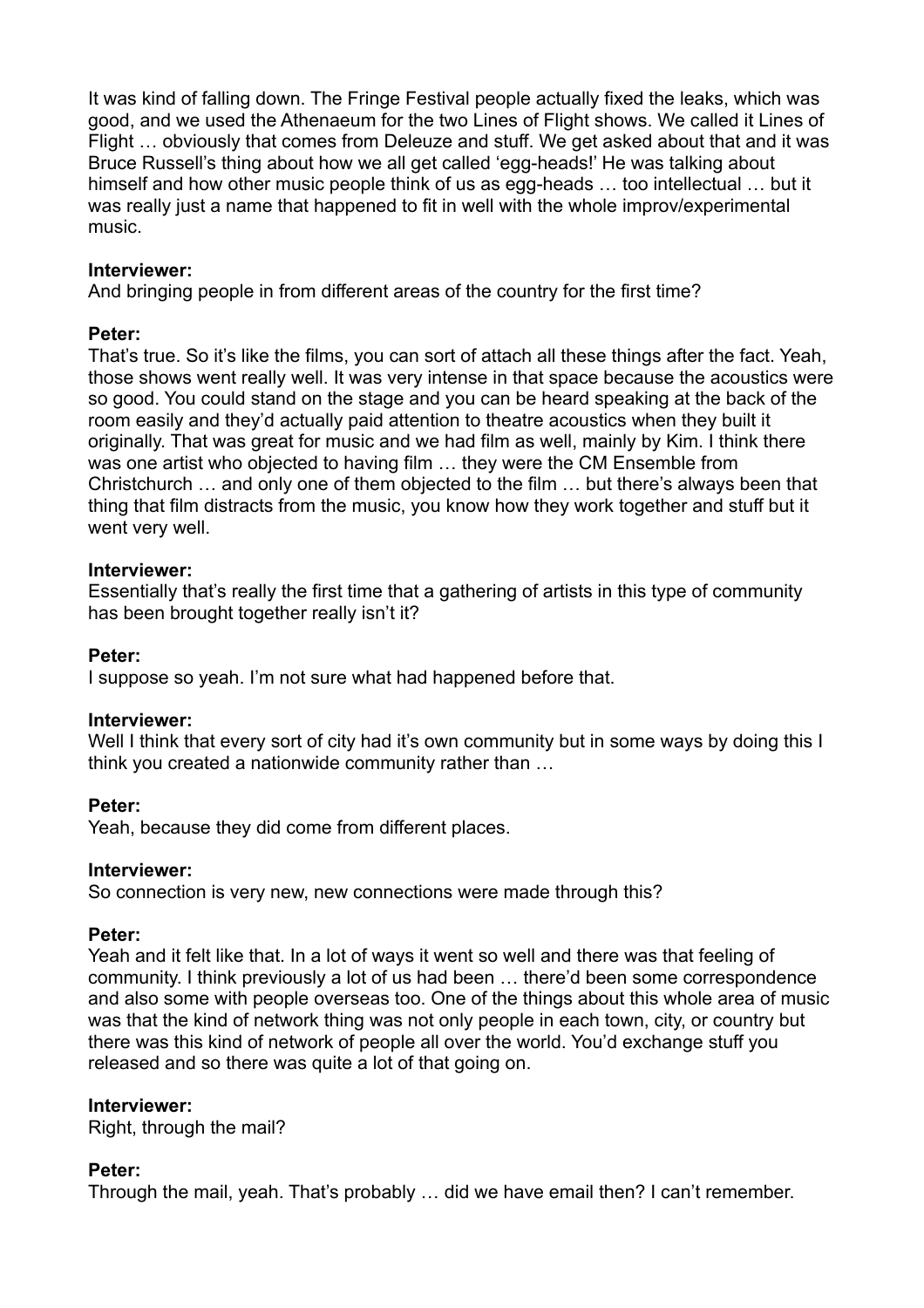It was kind of falling down. The Fringe Festival people actually fixed the leaks, which was good, and we used the Athenaeum for the two Lines of Flight shows. We called it Lines of Flight … obviously that comes from Deleuze and stuff. We get asked about that and it was Bruce Russell's thing about how we all get called 'egg-heads!' He was talking about himself and how other music people think of us as egg-heads … too intellectual … but it was really just a name that happened to fit in well with the whole improv/experimental music.

**Interviewer:**
And bringing people in from different areas of the country for the first time?

**Peter:**
That's true. So it's like the films, you can sort of attach all these things after the fact. Yeah, those shows went really well. It was very intense in that space because the acoustics were so good. You could stand on the stage and you can be heard speaking at the back of the room easily and they'd actually paid attention to theatre acoustics when they built it originally. That was great for music and we had film as well, mainly by Kim. I think there was one artist who objected to having film … they were the CM Ensemble from Christchurch … and only one of them objected to the film … but there's always been that thing that film distracts from the music, you know how they work together and stuff but it went very well.

**Interviewer:**
Essentially that's really the first time that a gathering of artists in this type of community has been brought together really isn't it?

**Peter:**
I suppose so yeah. I'm not sure what had happened before that.

**Interviewer:**
Well I think that every sort of city had it's own community but in some ways by doing this I think you created a nationwide community rather than …

**Peter:**
Yeah, because they did come from different places.

**Interviewer:**
So connection is very new, new connections were made through this?

**Peter:**
Yeah and it felt like that. In a lot of ways it went so well and there was that feeling of community. I think previously a lot of us had been … there'd been some correspondence and also some with people overseas too. One of the things about this whole area of music was that the kind of network thing was not only people in each town, city, or country but there was this kind of network of people all over the world. You'd exchange stuff you released and so there was quite a lot of that going on.

**Interviewer:**
Right, through the mail?

**Peter:**
Through the mail, yeah. That's probably … did we have email then? I can't remember.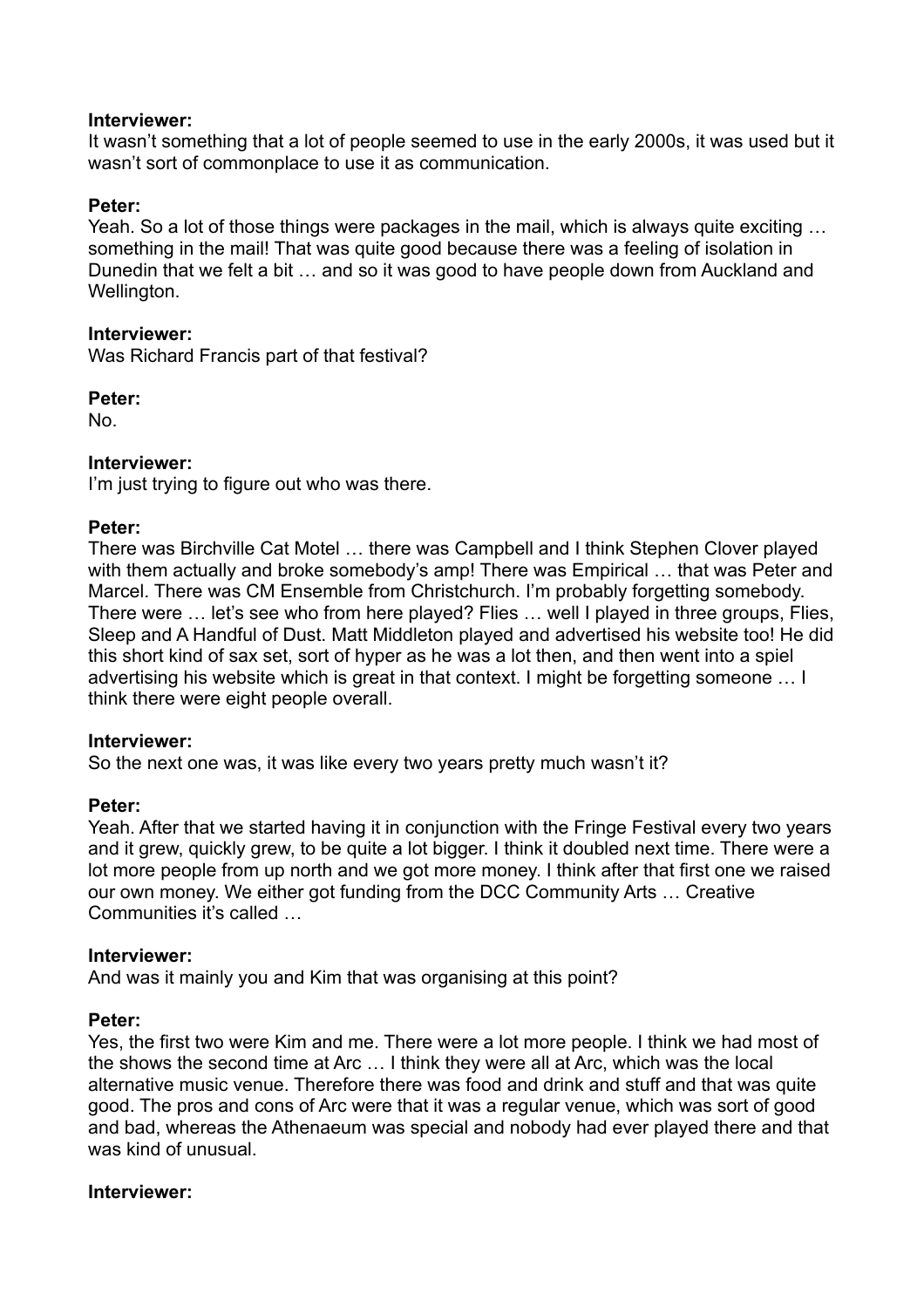**Interviewer:**
It wasn't something that a lot of people seemed to use in the early 2000s, it was used but it wasn't sort of commonplace to use it as communication.

**Peter:**
Yeah. So a lot of those things were packages in the mail, which is always quite exciting … something in the mail! That was quite good because there was a feeling of isolation in Dunedin that we felt a bit … and so it was good to have people down from Auckland and Wellington.

**Interviewer:**
Was Richard Francis part of that festival?

**Peter:**
No.

**Interviewer:**
I'm just trying to figure out who was there.

**Peter:**
There was Birchville Cat Motel … there was Campbell and I think Stephen Clover played with them actually and broke somebody's amp! There was Empirical … that was Peter and Marcel. There was CM Ensemble from Christchurch. I'm probably forgetting somebody. There were … let's see who from here played? Flies … well I played in three groups, Flies, Sleep and A Handful of Dust. Matt Middleton played and advertised his website too! He did this short kind of sax set, sort of hyper as he was a lot then, and then went into a spiel advertising his website which is great in that context. I might be forgetting someone … I think there were eight people overall.

**Interviewer:**
So the next one was, it was like every two years pretty much wasn't it?

**Peter:**
Yeah. After that we started having it in conjunction with the Fringe Festival every two years and it grew, quickly grew, to be quite a lot bigger. I think it doubled next time. There were a lot more people from up north and we got more money. I think after that first one we raised our own money. We either got funding from the DCC Community Arts … Creative Communities it's called …

**Interviewer:**
And was it mainly you and Kim that was organising at this point?

**Peter:**
Yes, the first two were Kim and me. There were a lot more people. I think we had most of the shows the second time at Arc … I think they were all at Arc, which was the local alternative music venue. Therefore there was food and drink and stuff and that was quite good. The pros and cons of Arc were that it was a regular venue, which was sort of good and bad, whereas the Athenaeum was special and nobody had ever played there and that was kind of unusual.

**Interviewer:**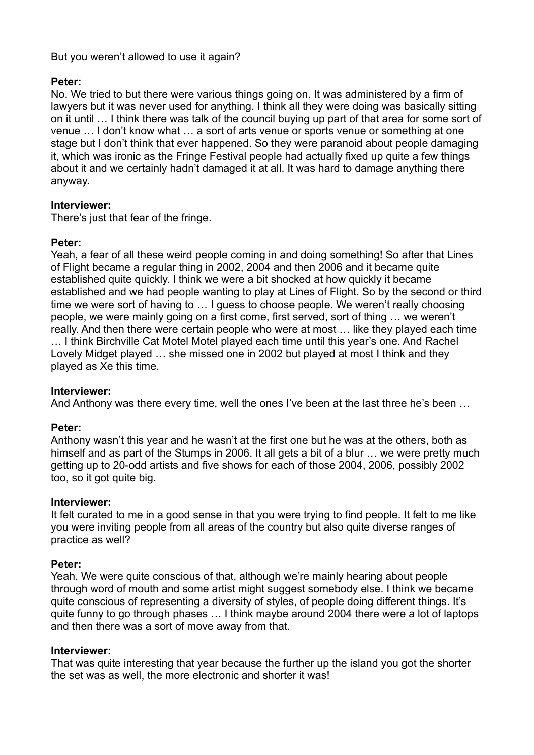But you weren't allowed to use it again?

**Peter:**
No. We tried to but there were various things going on. It was administered by a firm of lawyers but it was never used for anything. I think all they were doing was basically sitting on it until … I think there was talk of the council buying up part of that area for some sort of venue … I don't know what … a sort of arts venue or sports venue or something at one stage but I don't think that ever happened. So they were paranoid about people damaging it, which was ironic as the Fringe Festival people had actually fixed up quite a few things about it and we certainly hadn't damaged it at all. It was hard to damage anything there anyway.

**Interviewer:**
There's just that fear of the fringe.

**Peter:**
Yeah, a fear of all these weird people coming in and doing something! So after that Lines of Flight became a regular thing in 2002, 2004 and then 2006 and it became quite established quite quickly. I think we were a bit shocked at how quickly it became established and we had people wanting to play at Lines of Flight. So by the second or third time we were sort of having to … I guess to choose people. We weren't really choosing people, we were mainly going on a first come, first served, sort of thing … we weren't really. And then there were certain people who were at most … like they played each time … I think Birchville Cat Motel Motel played each time until this year's one. And Rachel Lovely Midget played … she missed one in 2002 but played at most I think and they played as Xe this time.

**Interviewer:**
And Anthony was there every time, well the ones I've been at the last three he's been …

**Peter:**
Anthony wasn't this year and he wasn't at the first one but he was at the others, both as himself and as part of the Stumps in 2006. It all gets a bit of a blur … we were pretty much getting up to 20-odd artists and five shows for each of those 2004, 2006, possibly 2002 too, so it got quite big.

**Interviewer:**
It felt curated to me in a good sense in that you were trying to find people. It felt to me like you were inviting people from all areas of the country but also quite diverse ranges of practice as well?

**Peter:**
Yeah. We were quite conscious of that, although we're mainly hearing about people through word of mouth and some artist might suggest somebody else. I think we became quite conscious of representing a diversity of styles, of people doing different things. It's quite funny to go through phases … I think maybe around 2004 there were a lot of laptops and then there was a sort of move away from that.

**Interviewer:**
That was quite interesting that year because the further up the island you got the shorter the set was as well, the more electronic and shorter it was!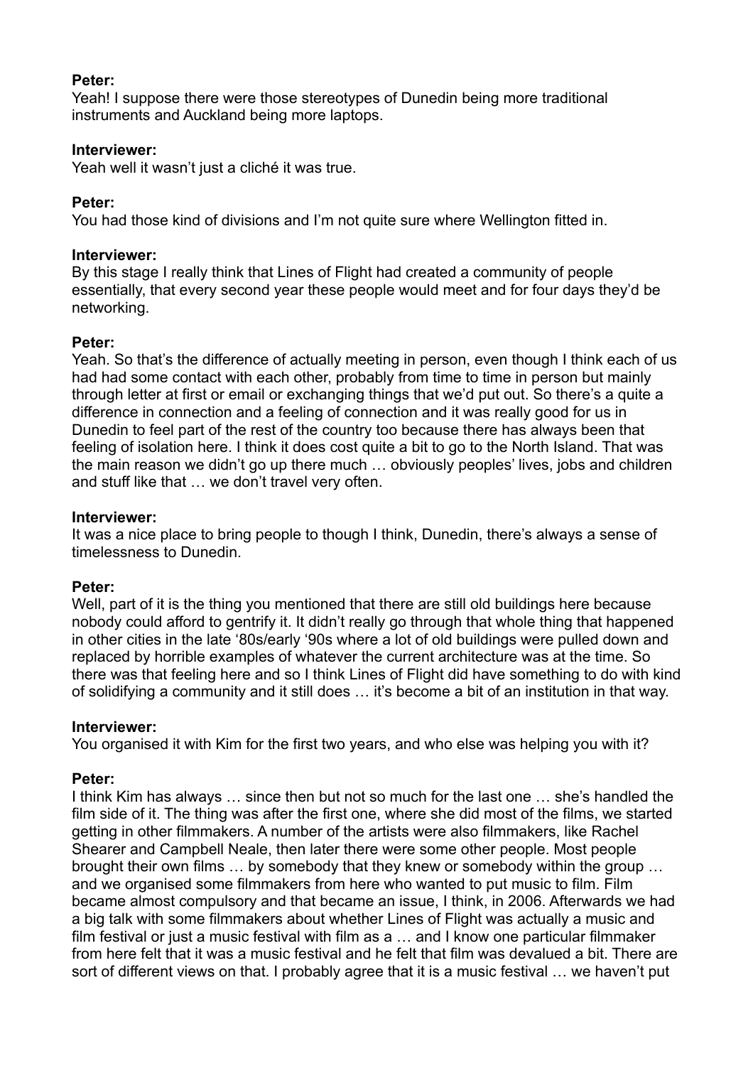**Peter:**
Yeah! I suppose there were those stereotypes of Dunedin being more traditional instruments and Auckland being more laptops.

**Interviewer:**
Yeah well it wasn't just a cliché it was true.

**Peter:**
You had those kind of divisions and I'm not quite sure where Wellington fitted in.

**Interviewer:**
By this stage I really think that Lines of Flight had created a community of people essentially, that every second year these people would meet and for four days they'd be networking.

**Peter:**
Yeah. So that's the difference of actually meeting in person, even though I think each of us had had some contact with each other, probably from time to time in person but mainly through letter at first or email or exchanging things that we'd put out. So there's a quite a difference in connection and a feeling of connection and it was really good for us in Dunedin to feel part of the rest of the country too because there has always been that feeling of isolation here. I think it does cost quite a bit to go to the North Island. That was the main reason we didn't go up there much … obviously peoples' lives, jobs and children and stuff like that … we don't travel very often.

**Interviewer:**
It was a nice place to bring people to though I think, Dunedin, there's always a sense of timelessness to Dunedin.

**Peter:**
Well, part of it is the thing you mentioned that there are still old buildings here because nobody could afford to gentrify it. It didn't really go through that whole thing that happened in other cities in the late '80s/early '90s where a lot of old buildings were pulled down and replaced by horrible examples of whatever the current architecture was at the time. So there was that feeling here and so I think Lines of Flight did have something to do with kind of solidifying a community and it still does … it's become a bit of an institution in that way.

**Interviewer:**
You organised it with Kim for the first two years, and who else was helping you with it?

**Peter:**
I think Kim has always … since then but not so much for the last one … she's handled the film side of it. The thing was after the first one, where she did most of the films, we started getting in other filmmakers. A number of the artists were also filmmakers, like Rachel Shearer and Campbell Neale, then later there were some other people. Most people brought their own films … by somebody that they knew or somebody within the group … and we organised some filmmakers from here who wanted to put music to film. Film became almost compulsory and that became an issue, I think, in 2006. Afterwards we had a big talk with some filmmakers about whether Lines of Flight was actually a music and film festival or just a music festival with film as a … and I know one particular filmmaker from here felt that it was a music festival and he felt that film was devalued a bit. There are sort of different views on that. I probably agree that it is a music festival … we haven't put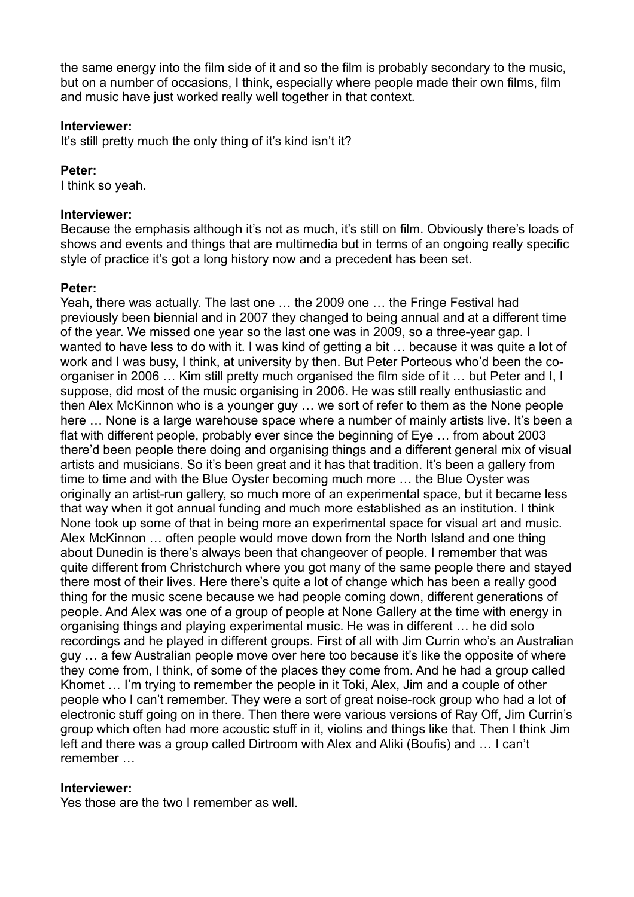the same energy into the film side of it and so the film is probably secondary to the music, but on a number of occasions, I think, especially where people made their own films, film and music have just worked really well together in that context.

**Interviewer:**
It's still pretty much the only thing of it's kind isn't it?

**Peter:**
I think so yeah.

**Interviewer:**
Because the emphasis although it's not as much, it's still on film. Obviously there's loads of shows and events and things that are multimedia but in terms of an ongoing really specific style of practice it's got a long history now and a precedent has been set.

**Peter:**
Yeah, there was actually. The last one … the 2009 one … the Fringe Festival had previously been biennial and in 2007 they changed to being annual and at a different time of the year. We missed one year so the last one was in 2009, so a three-year gap. I wanted to have less to do with it. I was kind of getting a bit … because it was quite a lot of work and I was busy, I think, at university by then. But Peter Porteous who'd been the co-organiser in 2006 … Kim still pretty much organised the film side of it … but Peter and I, I suppose, did most of the music organising in 2006. He was still really enthusiastic and then Alex McKinnon who is a younger guy … we sort of refer to them as the None people here … None is a large warehouse space where a number of mainly artists live. It's been a flat with different people, probably ever since the beginning of Eye … from about 2003 there'd been people there doing and organising things and a different general mix of visual artists and musicians. So it's been great and it has that tradition. It's been a gallery from time to time and with the Blue Oyster becoming much more … the Blue Oyster was originally an artist-run gallery, so much more of an experimental space, but it became less that way when it got annual funding and much more established as an institution. I think None took up some of that in being more an experimental space for visual art and music. Alex McKinnon … often people would move down from the North Island and one thing about Dunedin is there's always been that changeover of people. I remember that was quite different from Christchurch where you got many of the same people there and stayed there most of their lives. Here there's quite a lot of change which has been a really good thing for the music scene because we had people coming down, different generations of people. And Alex was one of a group of people at None Gallery at the time with energy in organising things and playing experimental music. He was in different … he did solo recordings and he played in different groups. First of all with Jim Currin who's an Australian guy … a few Australian people move over here too because it's like the opposite of where they come from, I think, of some of the places they come from. And he had a group called Khomet … I'm trying to remember the people in it Toki, Alex, Jim and a couple of other people who I can't remember. They were a sort of great noise-rock group who had a lot of electronic stuff going on in there. Then there were various versions of Ray Off, Jim Currin's group which often had more acoustic stuff in it, violins and things like that. Then I think Jim left and there was a group called Dirtroom with Alex and Aliki (Boufis) and … I can't remember …

**Interviewer:**
Yes those are the two I remember as well.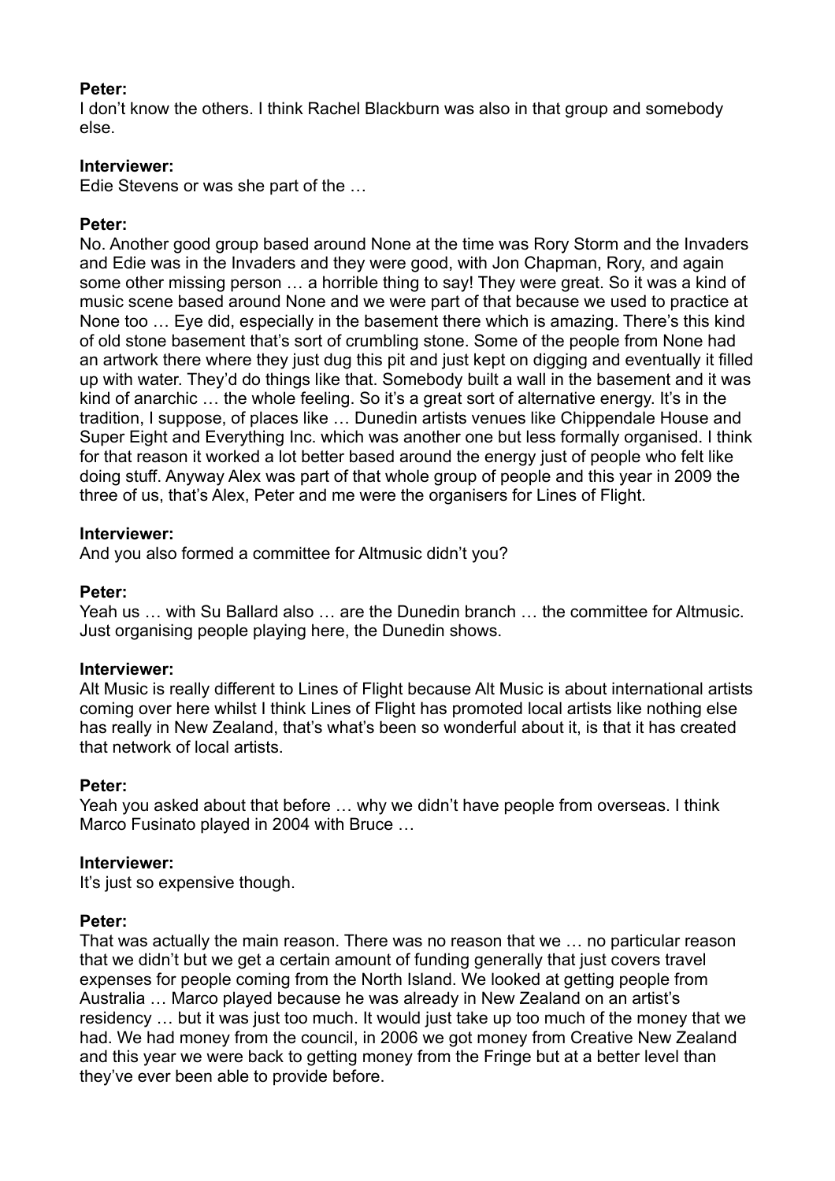**Peter:**
I don't know the others. I think Rachel Blackburn was also in that group and somebody else.

**Interviewer:**
Edie Stevens or was she part of the …

**Peter:**
No. Another good group based around None at the time was Rory Storm and the Invaders and Edie was in the Invaders and they were good, with Jon Chapman, Rory, and again some other missing person … a horrible thing to say! They were great. So it was a kind of music scene based around None and we were part of that because we used to practice at None too … Eye did, especially in the basement there which is amazing. There's this kind of old stone basement that's sort of crumbling stone. Some of the people from None had an artwork there where they just dug this pit and just kept on digging and eventually it filled up with water. They'd do things like that. Somebody built a wall in the basement and it was kind of anarchic … the whole feeling. So it's a great sort of alternative energy. It's in the tradition, I suppose, of places like … Dunedin artists venues like Chippendale House and Super Eight and Everything Inc. which was another one but less formally organised. I think for that reason it worked a lot better based around the energy just of people who felt like doing stuff. Anyway Alex was part of that whole group of people and this year in 2009 the three of us, that's Alex, Peter and me were the organisers for Lines of Flight.

**Interviewer:**
And you also formed a committee for Altmusic didn't you?

**Peter:**
Yeah us … with Su Ballard also … are the Dunedin branch … the committee for Altmusic. Just organising people playing here, the Dunedin shows.

**Interviewer:**
Alt Music is really different to Lines of Flight because Alt Music is about international artists coming over here whilst I think Lines of Flight has promoted local artists like nothing else has really in New Zealand, that's what's been so wonderful about it, is that it has created that network of local artists.

**Peter:**
Yeah you asked about that before … why we didn't have people from overseas. I think Marco Fusinato played in 2004 with Bruce …

**Interviewer:**
It's just so expensive though.

**Peter:**
That was actually the main reason. There was no reason that we … no particular reason that we didn't but we get a certain amount of funding generally that just covers travel expenses for people coming from the North Island. We looked at getting people from Australia … Marco played because he was already in New Zealand on an artist's residency … but it was just too much. It would just take up too much of the money that we had. We had money from the council, in 2006 we got money from Creative New Zealand and this year we were back to getting money from the Fringe but at a better level than they've ever been able to provide before.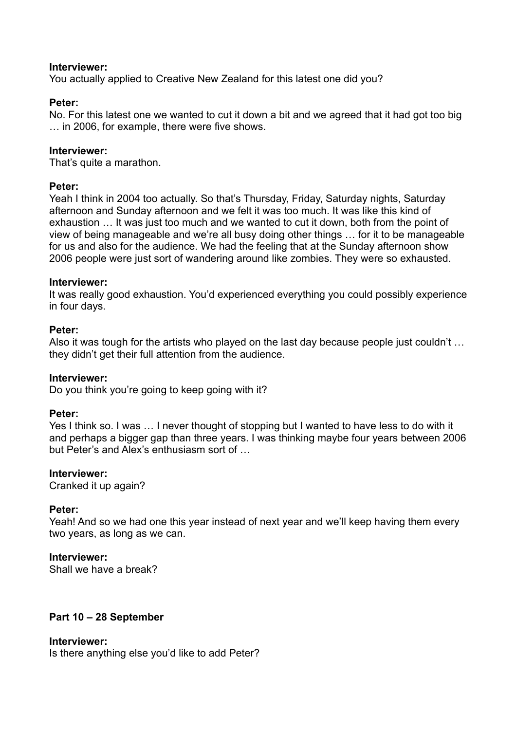**Interviewer:**
You actually applied to Creative New Zealand for this latest one did you?

**Peter:**
No. For this latest one we wanted to cut it down a bit and we agreed that it had got too big … in 2006, for example, there were five shows.

**Interviewer:**
That's quite a marathon.

**Peter:**
Yeah I think in 2004 too actually. So that's Thursday, Friday, Saturday nights, Saturday afternoon and Sunday afternoon and we felt it was too much. It was like this kind of exhaustion … It was just too much and we wanted to cut it down, both from the point of view of being manageable and we're all busy doing other things … for it to be manageable for us and also for the audience. We had the feeling that at the Sunday afternoon show 2006 people were just sort of wandering around like zombies. They were so exhausted.

**Interviewer:**
It was really good exhaustion. You'd experienced everything you could possibly experience in four days.

**Peter:**
Also it was tough for the artists who played on the last day because people just couldn't … they didn't get their full attention from the audience.

**Interviewer:**
Do you think you're going to keep going with it?

**Peter:**
Yes I think so. I was … I never thought of stopping but I wanted to have less to do with it and perhaps a bigger gap than three years. I was thinking maybe four years between 2006 but Peter's and Alex's enthusiasm sort of …

**Interviewer:**
Cranked it up again?

**Peter:**
Yeah! And so we had one this year instead of next year and we'll keep having them every two years, as long as we can.

**Interviewer:**
Shall we have a break?

**Part 10 – 28 September**

**Interviewer:**
Is there anything else you'd like to add Peter?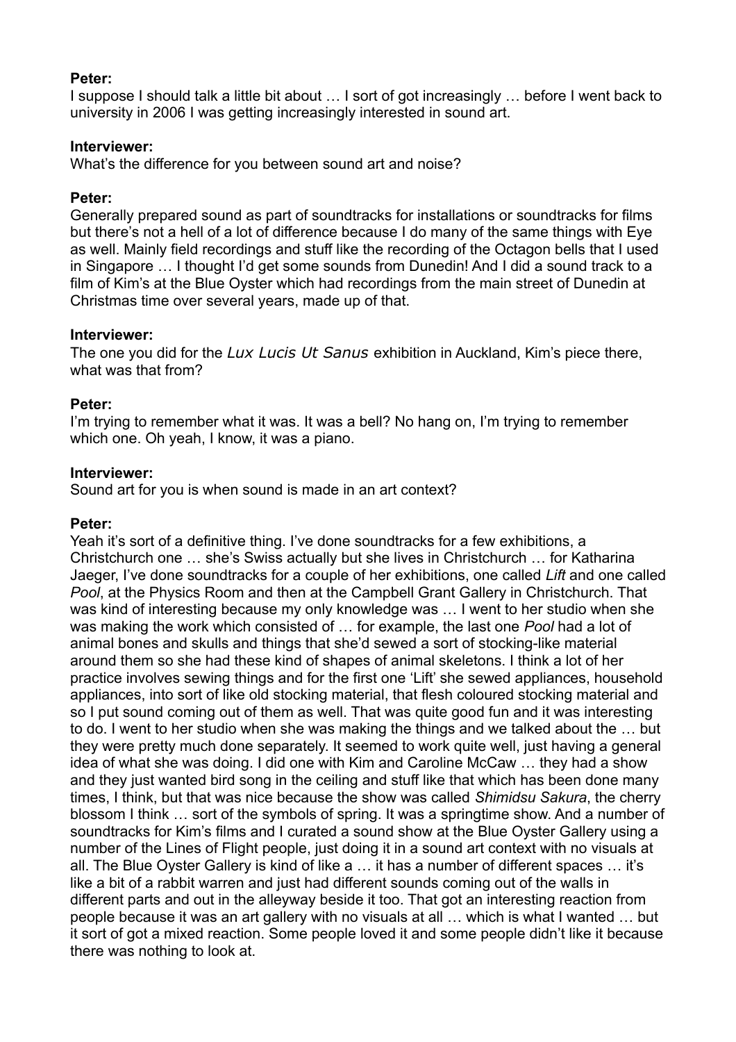**Peter:**
I suppose I should talk a little bit about … I sort of got increasingly … before I went back to university in 2006 I was getting increasingly interested in sound art.

**Interviewer:**
What's the difference for you between sound art and noise?

**Peter:**
Generally prepared sound as part of soundtracks for installations or soundtracks for films but there's not a hell of a lot of difference because I do many of the same things with Eye as well. Mainly field recordings and stuff like the recording of the Octagon bells that I used in Singapore … I thought I'd get some sounds from Dunedin! And I did a sound track to a film of Kim's at the Blue Oyster which had recordings from the main street of Dunedin at Christmas time over several years, made up of that.

**Interviewer:**
The one you did for the *Lux Lucis Ut Sanus* exhibition in Auckland, Kim's piece there, what was that from?

**Peter:**
I'm trying to remember what it was. It was a bell? No hang on, I'm trying to remember which one. Oh yeah, I know, it was a piano.

**Interviewer:**
Sound art for you is when sound is made in an art context?

**Peter:**
Yeah it's sort of a definitive thing. I've done soundtracks for a few exhibitions, a Christchurch one … she's Swiss actually but she lives in Christchurch … for Katharina Jaeger, I've done soundtracks for a couple of her exhibitions, one called *Lift* and one called *Pool*, at the Physics Room and then at the Campbell Grant Gallery in Christchurch. That was kind of interesting because my only knowledge was … I went to her studio when she was making the work which consisted of … for example, the last one *Pool* had a lot of animal bones and skulls and things that she'd sewed a sort of stocking-like material around them so she had these kind of shapes of animal skeletons. I think a lot of her practice involves sewing things and for the first one 'Lift' she sewed appliances, household appliances, into sort of like old stocking material, that flesh coloured stocking material and so I put sound coming out of them as well. That was quite good fun and it was interesting to do. I went to her studio when she was making the things and we talked about the … but they were pretty much done separately. It seemed to work quite well, just having a general idea of what she was doing. I did one with Kim and Caroline McCaw … they had a show and they just wanted bird song in the ceiling and stuff like that which has been done many times, I think, but that was nice because the show was called *Shimidsu Sakura*, the cherry blossom I think … sort of the symbols of spring. It was a springtime show. And a number of soundtracks for Kim's films and I curated a sound show at the Blue Oyster Gallery using a number of the Lines of Flight people, just doing it in a sound art context with no visuals at all. The Blue Oyster Gallery is kind of like a … it has a number of different spaces … it's like a bit of a rabbit warren and just had different sounds coming out of the walls in different parts and out in the alleyway beside it too. That got an interesting reaction from people because it was an art gallery with no visuals at all … which is what I wanted … but it sort of got a mixed reaction. Some people loved it and some people didn't like it because there was nothing to look at.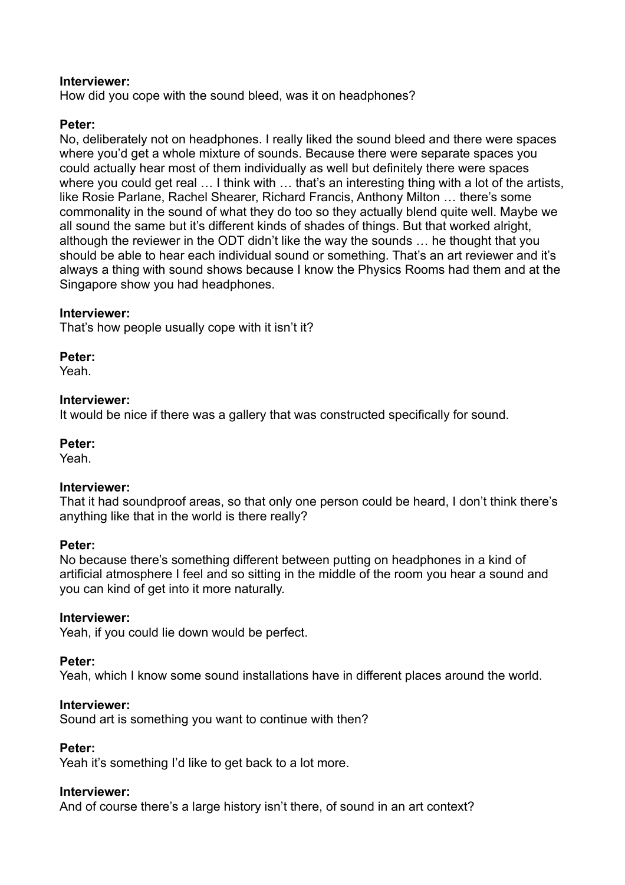**Interviewer:**
How did you cope with the sound bleed, was it on headphones?

**Peter:**
No, deliberately not on headphones. I really liked the sound bleed and there were spaces where you'd get a whole mixture of sounds. Because there were separate spaces you could actually hear most of them individually as well but definitely there were spaces where you could get real … I think with … that's an interesting thing with a lot of the artists, like Rosie Parlane, Rachel Shearer, Richard Francis, Anthony Milton … there's some commonality in the sound of what they do too so they actually blend quite well. Maybe we all sound the same but it's different kinds of shades of things. But that worked alright, although the reviewer in the ODT didn't like the way the sounds … he thought that you should be able to hear each individual sound or something. That's an art reviewer and it's always a thing with sound shows because I know the Physics Rooms had them and at the Singapore show you had headphones.

**Interviewer:**
That's how people usually cope with it isn't it?

**Peter:**
Yeah.

**Interviewer:**
It would be nice if there was a gallery that was constructed specifically for sound.

**Peter:**
Yeah.

**Interviewer:**
That it had soundproof areas, so that only one person could be heard, I don't think there's anything like that in the world is there really?

**Peter:**
No because there's something different between putting on headphones in a kind of artificial atmosphere I feel and so sitting in the middle of the room you hear a sound and you can kind of get into it more naturally.

**Interviewer:**
Yeah, if you could lie down would be perfect.

**Peter:**
Yeah, which I know some sound installations have in different places around the world.

**Interviewer:**
Sound art is something you want to continue with then?

**Peter:**
Yeah it's something I'd like to get back to a lot more.

**Interviewer:**
And of course there's a large history isn't there, of sound in an art context?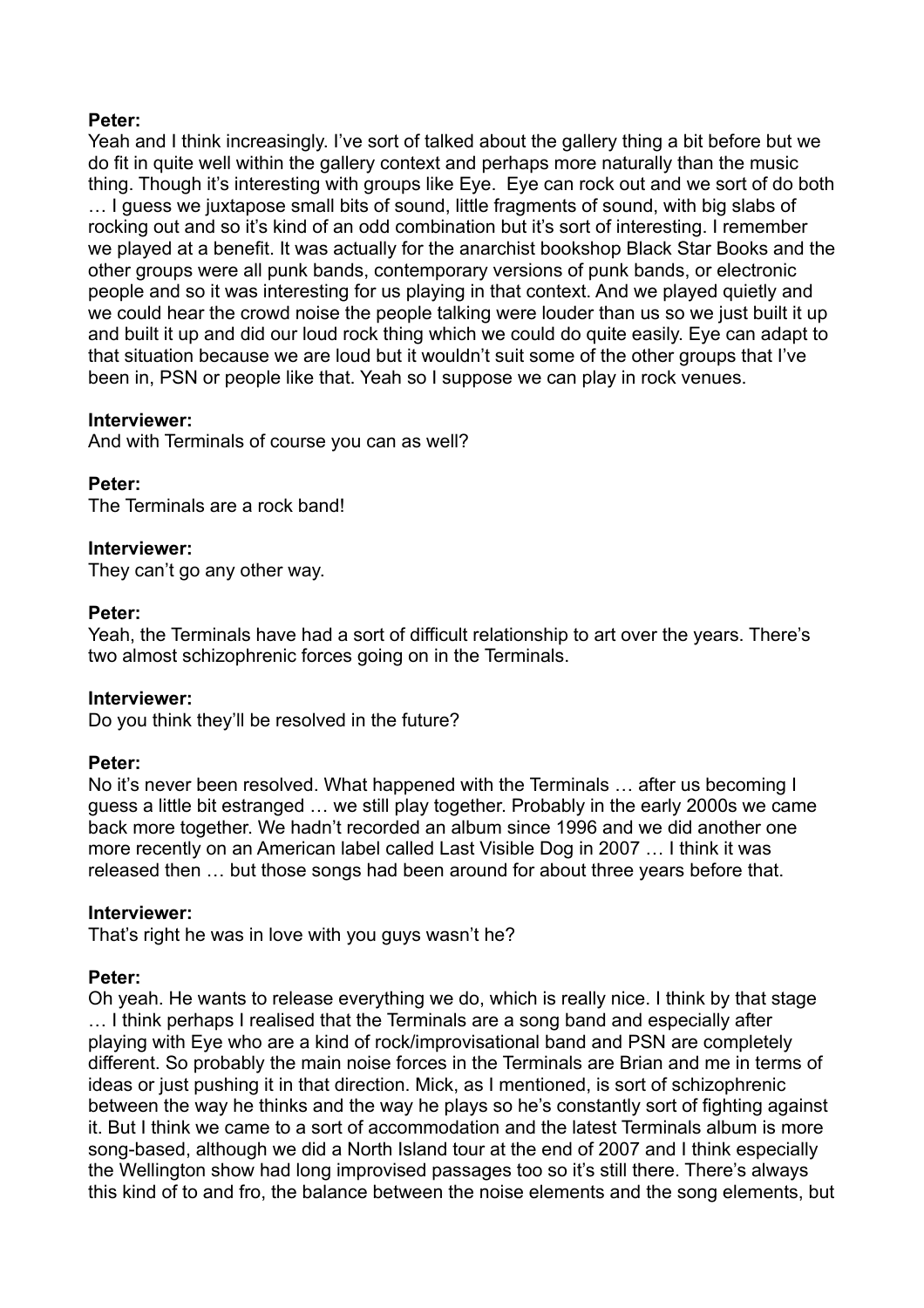**Peter:**
Yeah and I think increasingly. I've sort of talked about the gallery thing a bit before but we do fit in quite well within the gallery context and perhaps more naturally than the music thing. Though it's interesting with groups like Eye. Eye can rock out and we sort of do both … I guess we juxtapose small bits of sound, little fragments of sound, with big slabs of rocking out and so it's kind of an odd combination but it's sort of interesting. I remember we played at a benefit. It was actually for the anarchist bookshop Black Star Books and the other groups were all punk bands, contemporary versions of punk bands, or electronic people and so it was interesting for us playing in that context. And we played quietly and we could hear the crowd noise the people talking were louder than us so we just built it up and built it up and did our loud rock thing which we could do quite easily. Eye can adapt to that situation because we are loud but it wouldn't suit some of the other groups that I've been in, PSN or people like that. Yeah so I suppose we can play in rock venues.

**Interviewer:**
And with Terminals of course you can as well?

**Peter:**
The Terminals are a rock band!

**Interviewer:**
They can't go any other way.

**Peter:**
Yeah, the Terminals have had a sort of difficult relationship to art over the years. There's two almost schizophrenic forces going on in the Terminals.

**Interviewer:**
Do you think they'll be resolved in the future?

**Peter:**
No it's never been resolved. What happened with the Terminals … after us becoming I guess a little bit estranged … we still play together. Probably in the early 2000s we came back more together. We hadn't recorded an album since 1996 and we did another one more recently on an American label called Last Visible Dog in 2007 … I think it was released then … but those songs had been around for about three years before that.

**Interviewer:**
That's right he was in love with you guys wasn't he?

**Peter:**
Oh yeah. He wants to release everything we do, which is really nice. I think by that stage … I think perhaps I realised that the Terminals are a song band and especially after playing with Eye who are a kind of rock/improvisational band and PSN are completely different. So probably the main noise forces in the Terminals are Brian and me in terms of ideas or just pushing it in that direction. Mick, as I mentioned, is sort of schizophrenic between the way he thinks and the way he plays so he's constantly sort of fighting against it. But I think we came to a sort of accommodation and the latest Terminals album is more song-based, although we did a North Island tour at the end of 2007 and I think especially the Wellington show had long improvised passages too so it's still there. There's always this kind of to and fro, the balance between the noise elements and the song elements, but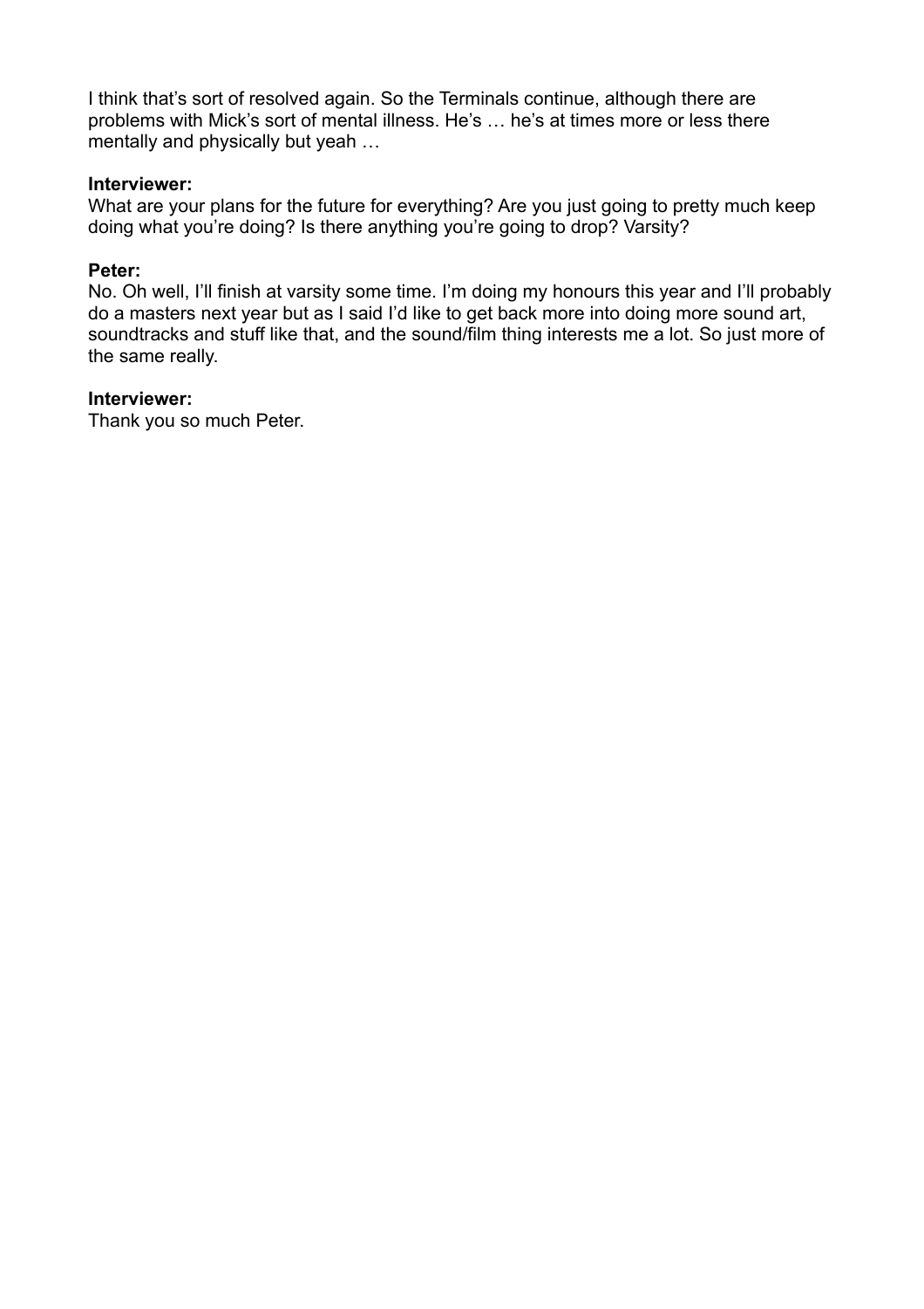I think that's sort of resolved again. So the Terminals continue, although there are problems with Mick's sort of mental illness. He's … he's at times more or less there mentally and physically but yeah …

**Interviewer:**
What are your plans for the future for everything? Are you just going to pretty much keep doing what you're doing? Is there anything you're going to drop? Varsity?

**Peter:**
No. Oh well, I'll finish at varsity some time. I'm doing my honours this year and I'll probably do a masters next year but as I said I'd like to get back more into doing more sound art, soundtracks and stuff like that, and the sound/film thing interests me a lot. So just more of the same really.

**Interviewer:**
Thank you so much Peter.